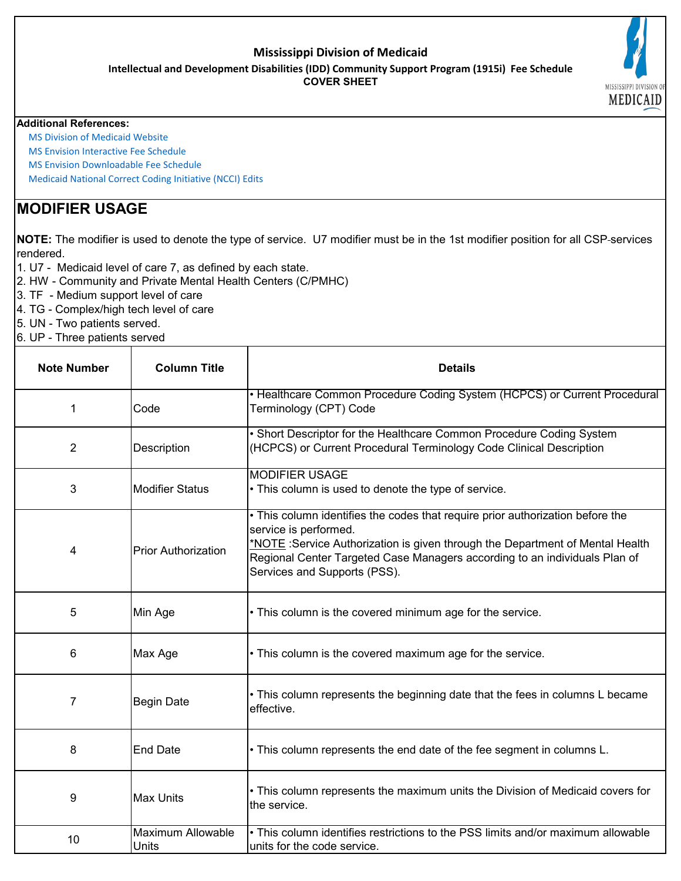# Mississippi Division of Medicaid

**Intellectual and Development Disabilities (IDD) Community Support Program (1915i) Fee Schedule**

**COVER SHEET**

**Additional References:**

- MS Division of Medicaid Website
- MS Envision Interactive Fee Schedule
- MS Envision Downloadable Fee Schedule
- Medicaid National Correct Coding Initiative (NCCI) Edits

## MODIFIER USAGE

**NOTE:** The modifier is used to denote the type of service. U7 modifier must be in the 1st modifier position for all CSP-services rendered.

1. U7 - Medicaid level of care 7, as defined by each state.
2. HW - Community and Private Mental Health Centers (C/PMHC)
3. TF - Medium support level of care
4. TG - Complex/high tech level of care
5. UN - Two patients served.
6. UP - Three patients served

| Note Number | Column Title | Details |
|---|---|---|
| 1 | Code | • Healthcare Common Procedure Coding System (HCPCS) or Current Procedural Terminology (CPT) Code |
| 2 | Description | • Short Descriptor for the Healthcare Common Procedure Coding System (HCPCS) or Current Procedural Terminology Code Clinical Description |
| 3 | Modifier Status | MODIFIER USAGE<br>• This column is used to denote the type of service. |
| 4 | Prior Authorization | • This column identifies the codes that require prior authorization before the service is performed.<br>*NOTE :Service Authorization is given through the Department of Mental Health Regional Center Targeted Case Managers according to an individuals Plan of Services and Supports (PSS). |
| 5 | Min Age | • This column is the covered minimum age for the service. |
| 6 | Max Age | • This column is the covered maximum age for the service. |
| 7 | Begin Date | • This column represents the beginning date that the fees in columns L became effective. |
| 8 | End Date | • This column represents the end date of the fee segment in columns L. |
| 9 | Max Units | • This column represents the maximum units the Division of Medicaid covers for the service. |
| 10 | Maximum Allowable Units | • This column identifies restrictions to the PSS limits and/or maximum allowable units for the code service. |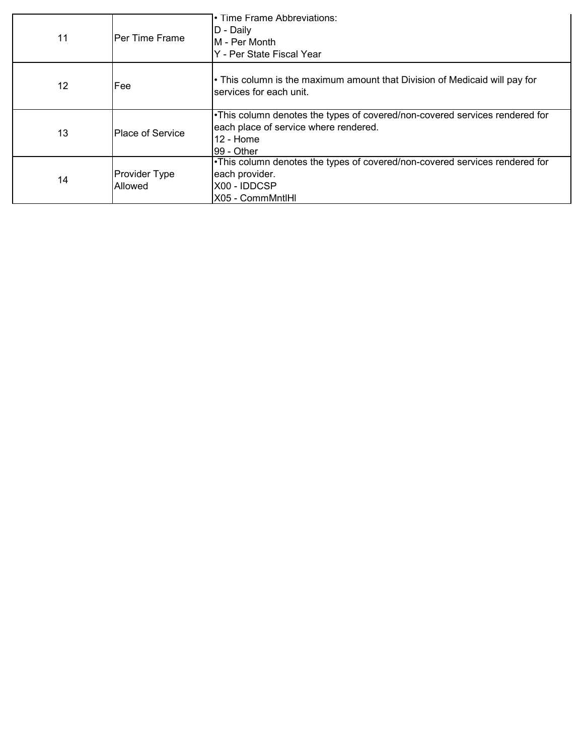| | | |
|---|---|---|
| 11 | Per Time Frame | • Time Frame Abbreviations:<br>D - Daily<br>M - Per Month<br>Y - Per State Fiscal Year |
| 12 | Fee | • This column is the maximum amount that Division of Medicaid will pay for services for each unit. |
| 13 | Place of Service | •This column denotes the types of covered/non-covered services rendered for each place of service where rendered.<br>12 - Home<br>99 - Other |
| 14 | Provider Type Allowed | •This column denotes the types of covered/non-covered services rendered for each provider.<br>X00 - IDDCSP<br>X05 - CommMntlHl |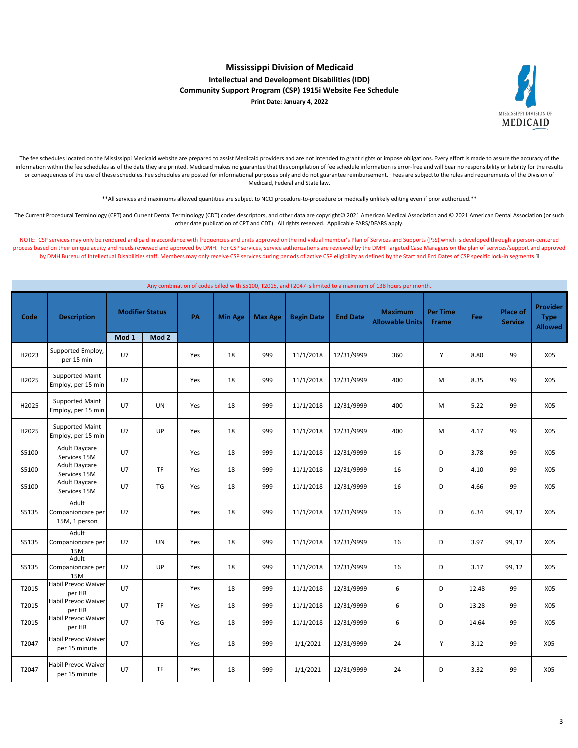# Mississippi Division of Medicaid

## Intellectual and Development Disabilities (IDD)

## Community Support Program (CSP) 1915i Website Fee Schedule

**Print Date: January 4, 2022**

MISSISSIPPI DIVISION OF MEDICAID

The fee schedules located on the Mississippi Medicaid website are prepared to assist Medicaid providers and are not intended to grant rights or impose obligations. Every effort is made to assure the accuracy of the information within the fee schedules as of the date they are printed. Medicaid makes no guarantee that this compilation of fee schedule information is error-free and will bear no responsibility or liability for the results or consequences of the use of these schedules. Fee schedules are posted for informational purposes only and do not guarantee reimbursement. Fees are subject to the rules and requirements of the Division of Medicaid, Federal and State law.

**All services and maximums allowed quantities are subject to NCCI procedure-to-procedure or medically unlikely editing even if prior authorized.**

The Current Procedural Terminology (CPT) and Current Dental Terminology (CDT) codes descriptors, and other data are copyright© 2021 American Medical Association and © 2021 American Dental Association (or such other date publication of CPT and CDT). All rights reserved. Applicable FARS/DFARS apply.

NOTE: CSP services may only be rendered and paid in accordance with frequencies and units approved on the individual member's Plan of Services and Supports (PSS) which is developed through a person-centered process based on their unique acuity and needs reviewed and approved by DMH. For CSP services, service authorizations are reviewed by the DMH Targeted Case Managers on the plan of services/support and approved by DMH Bureau of Intellectual Disabilities staff. Members may only receive CSP services during periods of active CSP eligibility as defined by the Start and End Dates of CSP specific lock-in segments.

Any combination of codes billed with S5100, T2015, and T2047 is limited to a maximum of 138 hours per month.

| Code | Description | Modifier Status | | PA | Min Age | Max Age | Begin Date | End Date | Maximum Allowable Units | Per Time Frame | Fee | Place of Service | Provider Type Allowed |
|---|---|---|---|---|---|---|---|---|---|---|---|---|---|
| | | Mod 1 | Mod 2 | | | | | | | | | | |
| H2023 | Supported Employ, per 15 min | U7 | | Yes | 18 | 999 | 11/1/2018 | 12/31/9999 | 360 | Y | 8.80 | 99 | X05 |
| H2025 | Supported Maint Employ, per 15 min | U7 | | Yes | 18 | 999 | 11/1/2018 | 12/31/9999 | 400 | M | 8.35 | 99 | X05 |
| H2025 | Supported Maint Employ, per 15 min | U7 | UN | Yes | 18 | 999 | 11/1/2018 | 12/31/9999 | 400 | M | 5.22 | 99 | X05 |
| H2025 | Supported Maint Employ, per 15 min | U7 | UP | Yes | 18 | 999 | 11/1/2018 | 12/31/9999 | 400 | M | 4.17 | 99 | X05 |
| S5100 | Adult Daycare Services 15M | U7 | | Yes | 18 | 999 | 11/1/2018 | 12/31/9999 | 16 | D | 3.78 | 99 | X05 |
| S5100 | Adult Daycare Services 15M | U7 | TF | Yes | 18 | 999 | 11/1/2018 | 12/31/9999 | 16 | D | 4.10 | 99 | X05 |
| S5100 | Adult Daycare Services 15M | U7 | TG | Yes | 18 | 999 | 11/1/2018 | 12/31/9999 | 16 | D | 4.66 | 99 | X05 |
| S5135 | Adult Companioncare per 15M, 1 person | U7 | | Yes | 18 | 999 | 11/1/2018 | 12/31/9999 | 16 | D | 6.34 | 99, 12 | X05 |
| S5135 | Adult Companioncare per 15M | U7 | UN | Yes | 18 | 999 | 11/1/2018 | 12/31/9999 | 16 | D | 3.97 | 99, 12 | X05 |
| S5135 | Adult Companioncare per 15M | U7 | UP | Yes | 18 | 999 | 11/1/2018 | 12/31/9999 | 16 | D | 3.17 | 99, 12 | X05 |
| T2015 | Habil Prevoc Waiver per HR | U7 | | Yes | 18 | 999 | 11/1/2018 | 12/31/9999 | 6 | D | 12.48 | 99 | X05 |
| T2015 | Habil Prevoc Waiver per HR | U7 | TF | Yes | 18 | 999 | 11/1/2018 | 12/31/9999 | 6 | D | 13.28 | 99 | X05 |
| T2015 | Habil Prevoc Waiver per HR | U7 | TG | Yes | 18 | 999 | 11/1/2018 | 12/31/9999 | 6 | D | 14.64 | 99 | X05 |
| T2047 | Habil Prevoc Waiver per 15 minute | U7 | | Yes | 18 | 999 | 1/1/2021 | 12/31/9999 | 24 | Y | 3.12 | 99 | X05 |
| T2047 | Habil Prevoc Waiver per 15 minute | U7 | TF | Yes | 18 | 999 | 1/1/2021 | 12/31/9999 | 24 | D | 3.32 | 99 | X05 |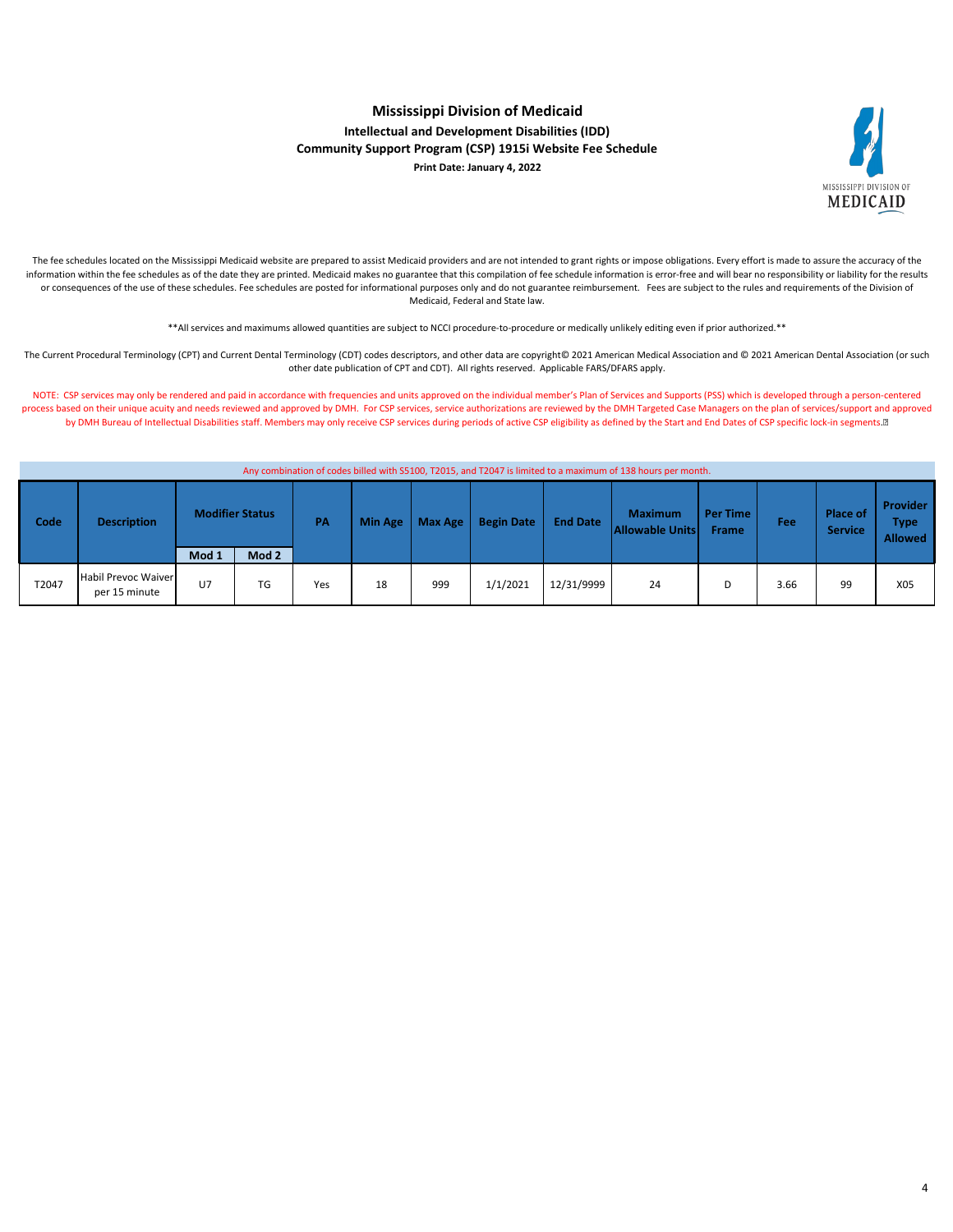# Mississippi Division of Medicaid

**Intellectual and Development Disabilities (IDD)**

**Community Support Program (CSP) 1915i Website Fee Schedule**

**Print Date: January 4, 2022**

The fee schedules located on the Mississippi Medicaid website are prepared to assist Medicaid providers and are not intended to grant rights or impose obligations. Every effort is made to assure the accuracy of the information within the fee schedules as of the date they are printed. Medicaid makes no guarantee that this compilation of fee schedule information is error-free and will bear no responsibility or liability for the results or consequences of the use of these schedules. Fee schedules are posted for informational purposes only and do not guarantee reimbursement. Fees are subject to the rules and requirements of the Division of Medicaid, Federal and State law.

**All services and maximums allowed quantities are subject to NCCI procedure-to-procedure or medically unlikely editing even if prior authorized.**

The Current Procedural Terminology (CPT) and Current Dental Terminology (CDT) codes descriptors, and other data are copyright© 2021 American Medical Association and © 2021 American Dental Association (or such other date publication of CPT and CDT). All rights reserved. Applicable FARS/DFARS apply.

NOTE: CSP services may only be rendered and paid in accordance with frequencies and units approved on the individual member's Plan of Services and Supports (PSS) which is developed through a person-centered process based on their unique acuity and needs reviewed and approved by DMH. For CSP services, service authorizations are reviewed by the DMH Targeted Case Managers on the plan of services/support and approved by DMH Bureau of Intellectual Disabilities staff. Members may only receive CSP services during periods of active CSP eligibility as defined by the Start and End Dates of CSP specific lock-in segments.

Any combination of codes billed with S5100, T2015, and T2047 is limited to a maximum of 138 hours per month.

| Code | Description | Modifier Status | | PA | Min Age | Max Age | Begin Date | End Date | Maximum Allowable Units | Per Time Frame | Fee | Place of Service | Provider Type Allowed |
|---|---|---|---|---|---|---|---|---|---|---|---|---|---|
| | | Mod 1 | Mod 2 | | | | | | | | | | |
| T2047 | Habil Prevoc Waiver per 15 minute | U7 | TG | Yes | 18 | 999 | 1/1/2021 | 12/31/9999 | 24 | D | 3.66 | 99 | X05 |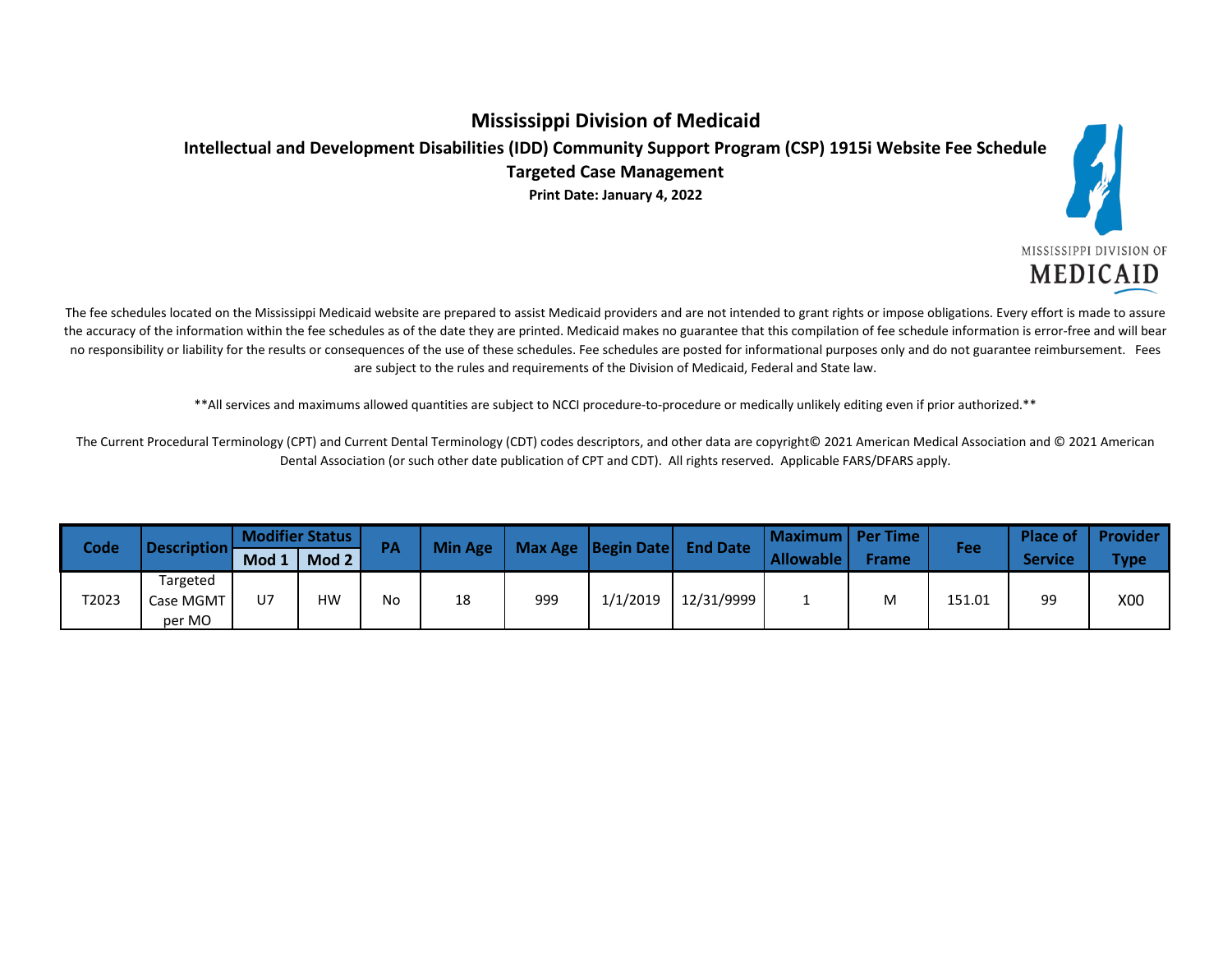# Mississippi Division of Medicaid

## Intellectual and Development Disabilities (IDD) Community Support Program (CSP) 1915i Website Fee Schedule

## Targeted Case Management

**Print Date: January 4, 2022**

MISSISSIPPI DIVISION OF MEDICAID

The fee schedules located on the Mississippi Medicaid website are prepared to assist Medicaid providers and are not intended to grant rights or impose obligations. Every effort is made to assure the accuracy of the information within the fee schedules as of the date they are printed. Medicaid makes no guarantee that this compilation of fee schedule information is error-free and will bear no responsibility or liability for the results or consequences of the use of these schedules. Fee schedules are posted for informational purposes only and do not guarantee reimbursement. Fees are subject to the rules and requirements of the Division of Medicaid, Federal and State law.

**All services and maximums allowed quantities are subject to NCCI procedure-to-procedure or medically unlikely editing even if prior authorized.**

The Current Procedural Terminology (CPT) and Current Dental Terminology (CDT) codes descriptors, and other data are copyright© 2021 American Medical Association and © 2021 American Dental Association (or such other date publication of CPT and CDT). All rights reserved. Applicable FARS/DFARS apply.

| Code | Description | Modifier Status | | PA | Min Age | Max Age | Begin Date | End Date | Maximum Allowable | Per Time Frame | Fee | Place of Service | Provider Type |
|---|---|---|---|---|---|---|---|---|---|---|---|---|---|
| | | Mod 1 | Mod 2 | | | | | | | | | | |
| T2023 | Targeted Case MGMT per MO | U7 | HW | No | 18 | 999 | 1/1/2019 | 12/31/9999 | 1 | M | 151.01 | 99 | X00 |